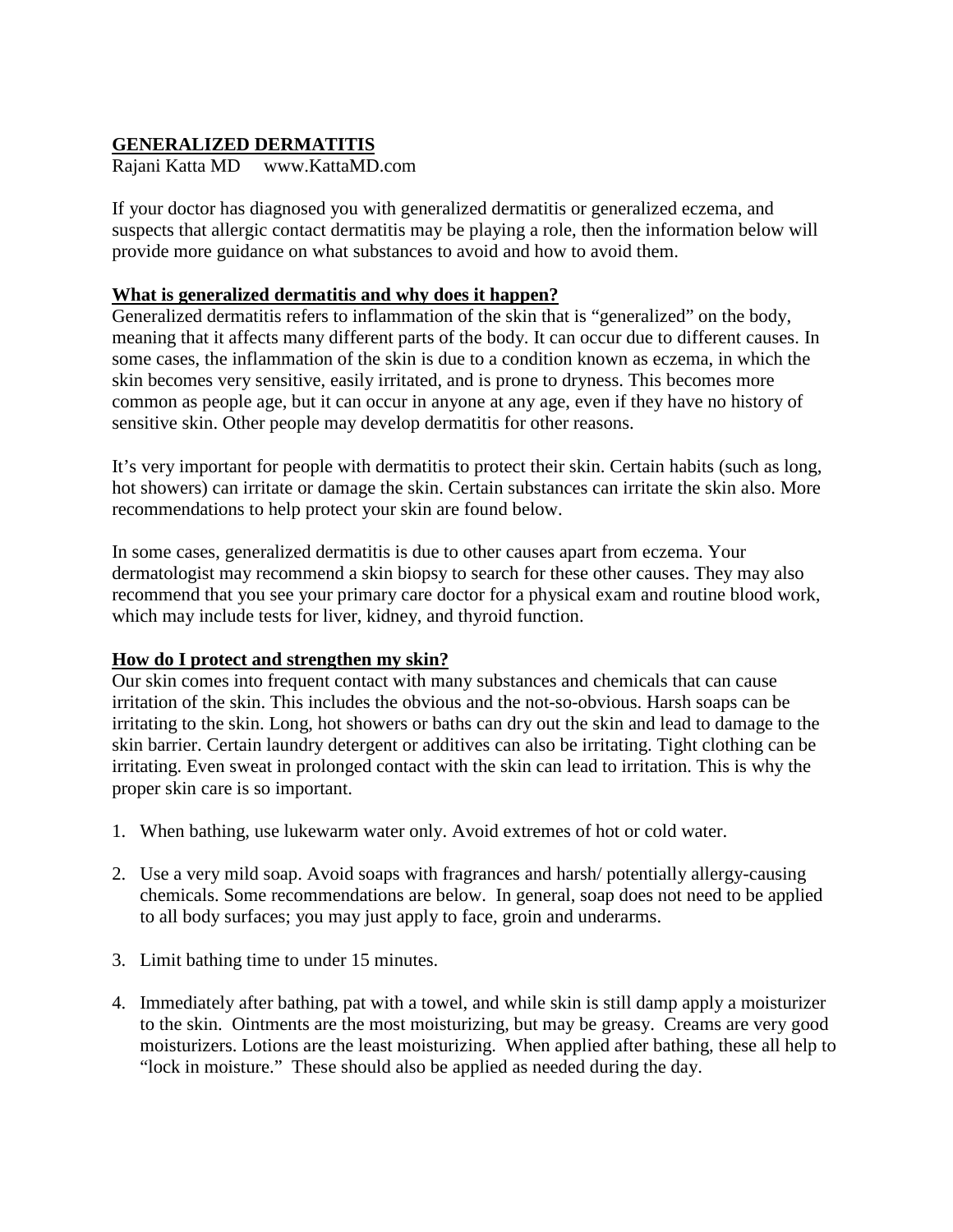# GENERALIZED DERMATITIS

Rajani Katta MD   www.KattaMD.com

If your doctor has diagnosed you with generalized dermatitis or generalized eczema, and suspects that allergic contact dermatitis may be playing a role, then the information below will provide more guidance on what substances to avoid and how to avoid them.

## What is generalized dermatitis and why does it happen?

Generalized dermatitis refers to inflammation of the skin that is "generalized" on the body, meaning that it affects many different parts of the body. It can occur due to different causes. In some cases, the inflammation of the skin is due to a condition known as eczema, in which the skin becomes very sensitive, easily irritated, and is prone to dryness. This becomes more common as people age, but it can occur in anyone at any age, even if they have no history of sensitive skin. Other people may develop dermatitis for other reasons.

It's very important for people with dermatitis to protect their skin. Certain habits (such as long, hot showers) can irritate or damage the skin. Certain substances can irritate the skin also. More recommendations to help protect your skin are found below.

In some cases, generalized dermatitis is due to other causes apart from eczema. Your dermatologist may recommend a skin biopsy to search for these other causes. They may also recommend that you see your primary care doctor for a physical exam and routine blood work, which may include tests for liver, kidney, and thyroid function.

## How do I protect and strengthen my skin?

Our skin comes into frequent contact with many substances and chemicals that can cause irritation of the skin. This includes the obvious and the not-so-obvious. Harsh soaps can be irritating to the skin. Long, hot showers or baths can dry out the skin and lead to damage to the skin barrier. Certain laundry detergent or additives can also be irritating. Tight clothing can be irritating. Even sweat in prolonged contact with the skin can lead to irritation. This is why the proper skin care is so important.

1. When bathing, use lukewarm water only. Avoid extremes of hot or cold water.

2. Use a very mild soap. Avoid soaps with fragrances and harsh/ potentially allergy-causing chemicals. Some recommendations are below. In general, soap does not need to be applied to all body surfaces; you may just apply to face, groin and underarms.

3. Limit bathing time to under 15 minutes.

4. Immediately after bathing, pat with a towel, and while skin is still damp apply a moisturizer to the skin. Ointments are the most moisturizing, but may be greasy. Creams are very good moisturizers. Lotions are the least moisturizing. When applied after bathing, these all help to "lock in moisture." These should also be applied as needed during the day.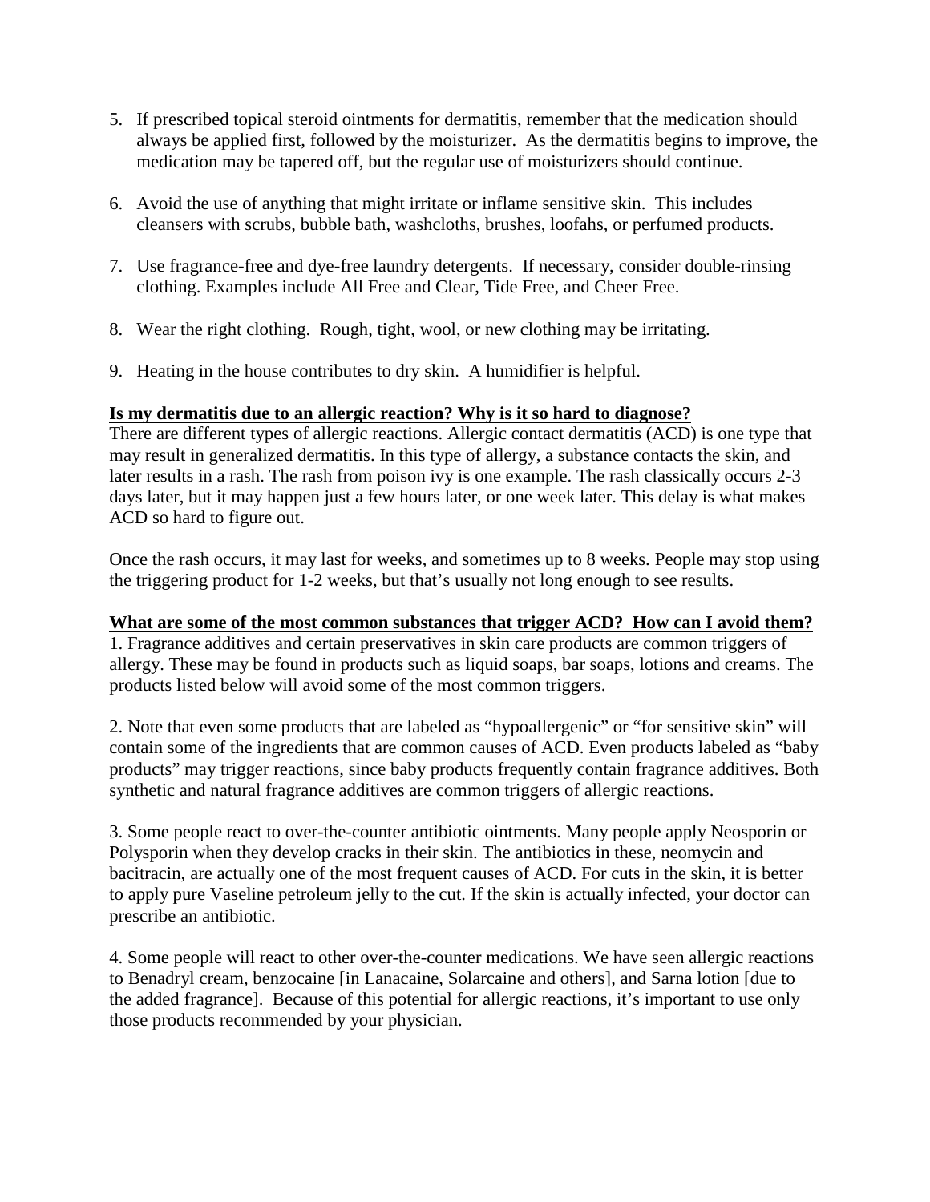5. If prescribed topical steroid ointments for dermatitis, remember that the medication should always be applied first, followed by the moisturizer. As the dermatitis begins to improve, the medication may be tapered off, but the regular use of moisturizers should continue.

6. Avoid the use of anything that might irritate or inflame sensitive skin. This includes cleansers with scrubs, bubble bath, washcloths, brushes, loofahs, or perfumed products.

7. Use fragrance-free and dye-free laundry detergents. If necessary, consider double-rinsing clothing. Examples include All Free and Clear, Tide Free, and Cheer Free.

8. Wear the right clothing. Rough, tight, wool, or new clothing may be irritating.

9. Heating in the house contributes to dry skin. A humidifier is helpful.

**Is my dermatitis due to an allergic reaction? Why is it so hard to diagnose?**

There are different types of allergic reactions. Allergic contact dermatitis (ACD) is one type that may result in generalized dermatitis. In this type of allergy, a substance contacts the skin, and later results in a rash. The rash from poison ivy is one example. The rash classically occurs 2-3 days later, but it may happen just a few hours later, or one week later. This delay is what makes ACD so hard to figure out.

Once the rash occurs, it may last for weeks, and sometimes up to 8 weeks. People may stop using the triggering product for 1-2 weeks, but that's usually not long enough to see results.

**What are some of the most common substances that trigger ACD? How can I avoid them?**

1. Fragrance additives and certain preservatives in skin care products are common triggers of allergy. These may be found in products such as liquid soaps, bar soaps, lotions and creams. The products listed below will avoid some of the most common triggers.

2. Note that even some products that are labeled as "hypoallergenic" or "for sensitive skin" will contain some of the ingredients that are common causes of ACD. Even products labeled as "baby products" may trigger reactions, since baby products frequently contain fragrance additives. Both synthetic and natural fragrance additives are common triggers of allergic reactions.

3. Some people react to over-the-counter antibiotic ointments. Many people apply Neosporin or Polysporin when they develop cracks in their skin. The antibiotics in these, neomycin and bacitracin, are actually one of the most frequent causes of ACD. For cuts in the skin, it is better to apply pure Vaseline petroleum jelly to the cut. If the skin is actually infected, your doctor can prescribe an antibiotic.

4. Some people will react to other over-the-counter medications. We have seen allergic reactions to Benadryl cream, benzocaine [in Lanacaine, Solarcaine and others], and Sarna lotion [due to the added fragrance]. Because of this potential for allergic reactions, it's important to use only those products recommended by your physician.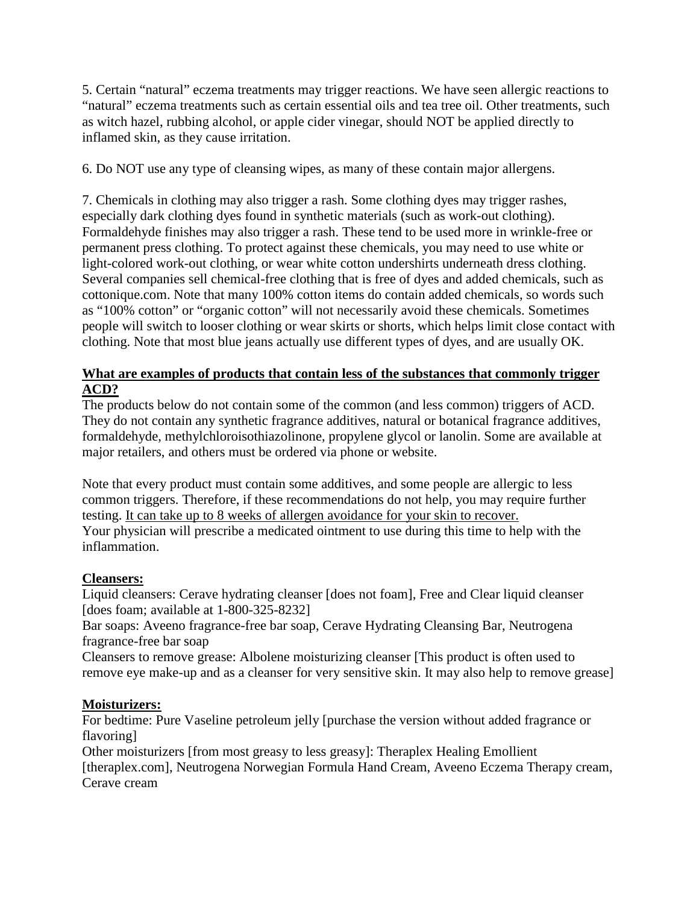5. Certain "natural" eczema treatments may trigger reactions. We have seen allergic reactions to "natural" eczema treatments such as certain essential oils and tea tree oil. Other treatments, such as witch hazel, rubbing alcohol, or apple cider vinegar, should NOT be applied directly to inflamed skin, as they cause irritation.

6. Do NOT use any type of cleansing wipes, as many of these contain major allergens.

7. Chemicals in clothing may also trigger a rash. Some clothing dyes may trigger rashes, especially dark clothing dyes found in synthetic materials (such as work-out clothing). Formaldehyde finishes may also trigger a rash. These tend to be used more in wrinkle-free or permanent press clothing. To protect against these chemicals, you may need to use white or light-colored work-out clothing, or wear white cotton undershirts underneath dress clothing. Several companies sell chemical-free clothing that is free of dyes and added chemicals, such as cottonique.com. Note that many 100% cotton items do contain added chemicals, so words such as "100% cotton" or "organic cotton" will not necessarily avoid these chemicals. Sometimes people will switch to looser clothing or wear skirts or shorts, which helps limit close contact with clothing. Note that most blue jeans actually use different types of dyes, and are usually OK.

**What are examples of products that contain less of the substances that commonly trigger ACD?**

The products below do not contain some of the common (and less common) triggers of ACD. They do not contain any synthetic fragrance additives, natural or botanical fragrance additives, formaldehyde, methylchloroisothiazolinone, propylene glycol or lanolin. Some are available at major retailers, and others must be ordered via phone or website.

Note that every product must contain some additives, and some people are allergic to less common triggers. Therefore, if these recommendations do not help, you may require further testing. It can take up to 8 weeks of allergen avoidance for your skin to recover. Your physician will prescribe a medicated ointment to use during this time to help with the inflammation.

**Cleansers:**

Liquid cleansers: Cerave hydrating cleanser [does not foam], Free and Clear liquid cleanser [does foam; available at 1-800-325-8232]

Bar soaps: Aveeno fragrance-free bar soap, Cerave Hydrating Cleansing Bar, Neutrogena fragrance-free bar soap

Cleansers to remove grease: Albolene moisturizing cleanser [This product is often used to remove eye make-up and as a cleanser for very sensitive skin. It may also help to remove grease]

**Moisturizers:**

For bedtime: Pure Vaseline petroleum jelly [purchase the version without added fragrance or flavoring]

Other moisturizers [from most greasy to less greasy]: Theraplex Healing Emollient [theraplex.com], Neutrogena Norwegian Formula Hand Cream, Aveeno Eczema Therapy cream, Cerave cream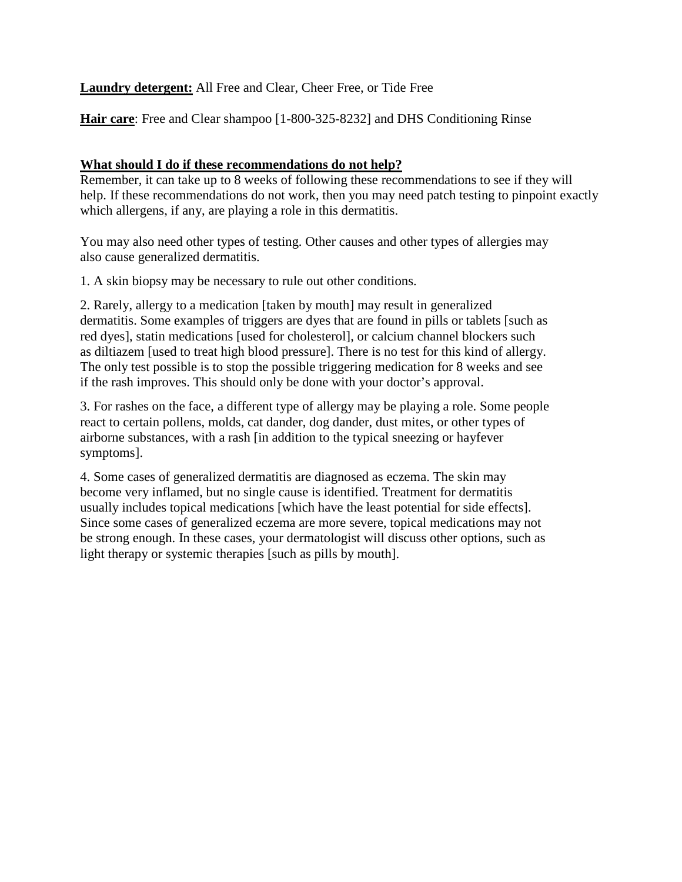**Laundry detergent:** All Free and Clear, Cheer Free, or Tide Free

**Hair care**: Free and Clear shampoo [1-800-325-8232] and DHS Conditioning Rinse

**What should I do if these recommendations do not help?**

Remember, it can take up to 8 weeks of following these recommendations to see if they will help. If these recommendations do not work, then you may need patch testing to pinpoint exactly which allergens, if any, are playing a role in this dermatitis.

You may also need other types of testing. Other causes and other types of allergies may also cause generalized dermatitis.

1. A skin biopsy may be necessary to rule out other conditions.

2. Rarely, allergy to a medication [taken by mouth] may result in generalized dermatitis. Some examples of triggers are dyes that are found in pills or tablets [such as red dyes], statin medications [used for cholesterol], or calcium channel blockers such as diltiazem [used to treat high blood pressure]. There is no test for this kind of allergy. The only test possible is to stop the possible triggering medication for 8 weeks and see if the rash improves. This should only be done with your doctor's approval.

3. For rashes on the face, a different type of allergy may be playing a role. Some people react to certain pollens, molds, cat dander, dog dander, dust mites, or other types of airborne substances, with a rash [in addition to the typical sneezing or hayfever symptoms].

4. Some cases of generalized dermatitis are diagnosed as eczema. The skin may become very inflamed, but no single cause is identified. Treatment for dermatitis usually includes topical medications [which have the least potential for side effects]. Since some cases of generalized eczema are more severe, topical medications may not be strong enough. In these cases, your dermatologist will discuss other options, such as light therapy or systemic therapies [such as pills by mouth].